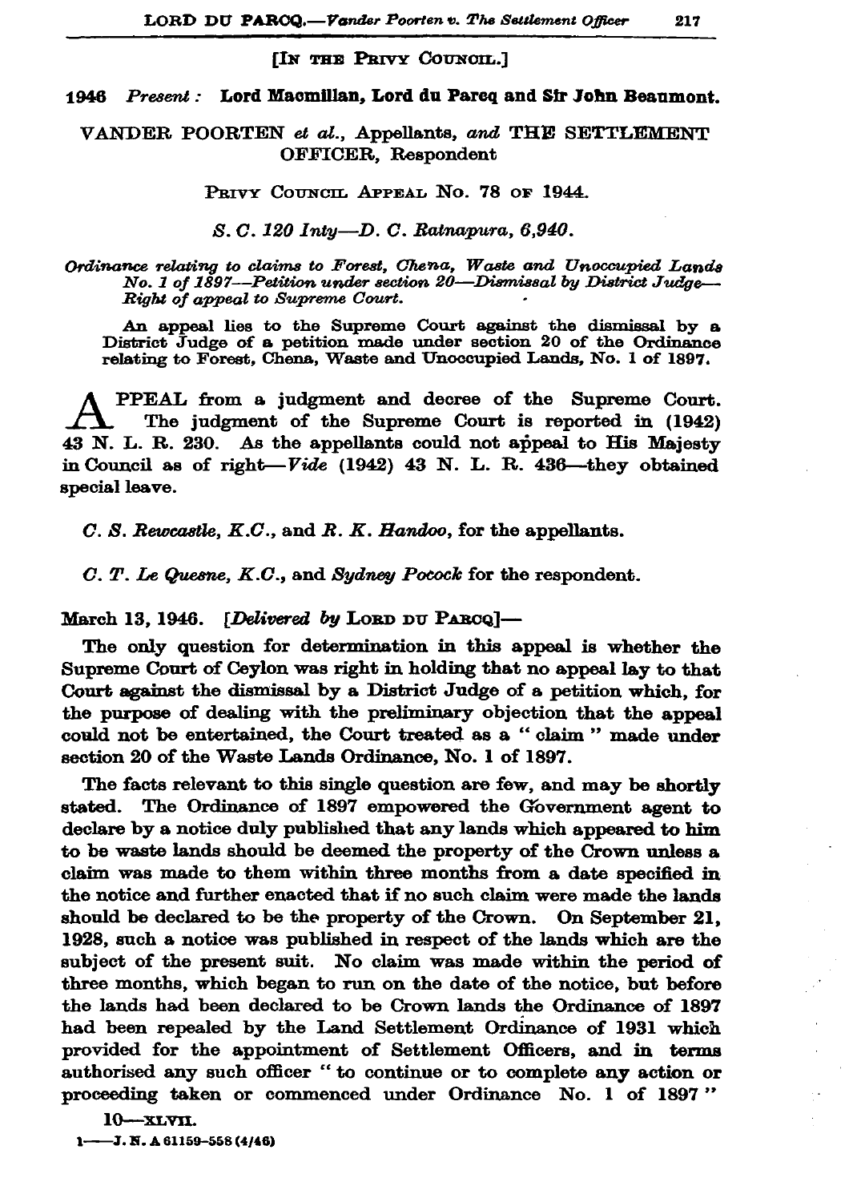[IN THE PRIVY COUNCIL.]

**1946** *Present* : **Lord Macmillan, Lord du Parcq and Sir John Beaumont.**

VANDER POORTEN *et al.*, Appellants, *and* THE SETTLEMENT OFFICER, Respondent

PRIVY COUNCIL APPEAL NO. 78 OF 1944.

*S. C. 120 Inty—D. C. Ratnapura, 6,940.*

*Ordinance relating to claims to Forest, Chena, Waste and Unoccupied Lands No. 1 of 1897—Petition under section 20—Dismissal by District Judge—Right of appeal to Supreme Court.*

An appeal lies to the Supreme Court against the dismissal by a District Judge of a petition made under section 20 of the Ordinance relating to Forest, Chena, Waste and Unoccupied Lands, No. 1 of 1897.

APPEAL from a judgment and decree of the Supreme Court. The judgment of the Supreme Court is reported in (1942) 43 N. L. R. 230. As the appellants could not appeal to His Majesty in Council as of right—*Vide* (1942) 43 N. L. R. 436—they obtained special leave.

*C. S. Rewcastle, K.C.*, and *R. K. Handoo*, for the appellants.

*C. T. Le Quesne, K.C.*, and *Sydney Pocock* for the respondent.

March 13, 1946. [*Delivered by* LORD DU PARCQ]—

The only question for determination in this appeal is whether the Supreme Court of Ceylon was right in holding that no appeal lay to that Court against the dismissal by a District Judge of a petition which, for the purpose of dealing with the preliminary objection that the appeal could not be entertained, the Court treated as a " claim " made under section 20 of the Waste Lands Ordinance, No. 1 of 1897.

The facts relevant to this single question are few, and may be shortly stated. The Ordinance of 1897 empowered the Government agent to declare by a notice duly published that any lands which appeared to him to be waste lands should be deemed the property of the Crown unless a claim was made to them within three months from a date specified in the notice and further enacted that if no such claim were made the lands should be declared to be the property of the Crown. On September 21, 1928, such a notice was published in respect of the lands which are the subject of the present suit. No claim was made within the period of three months, which began to run on the date of the notice, but before the lands had been declared to be Crown lands the Ordinance of 1897 had been repealed by the Land Settlement Ordinance of 1931 which provided for the appointment of Settlement Officers, and in terms authorised any such officer " to continue or to complete any action or proceeding taken or commenced under Ordinance No. 1 of 1897 "

10—XLVII.

1——J. N. A 61159-558 (4/46)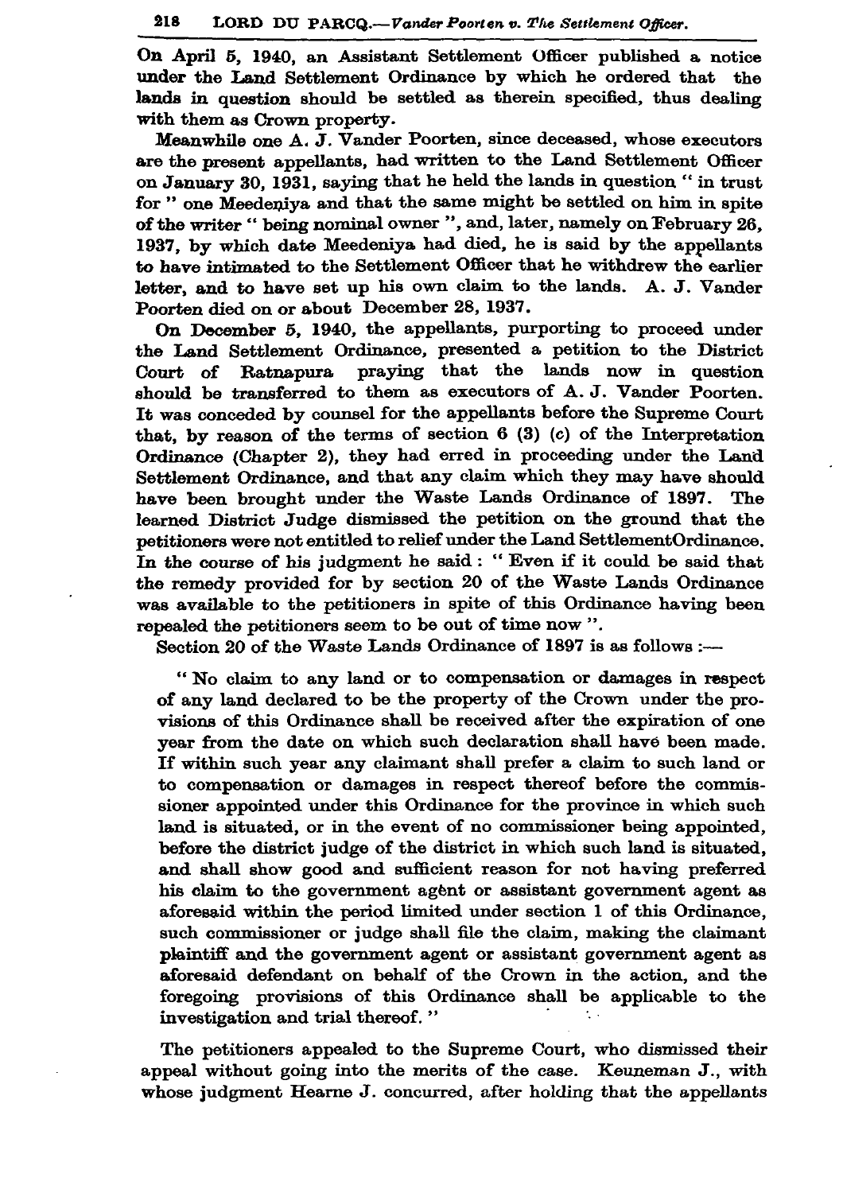On April 5, 1940, an Assistant Settlement Officer published a notice under the Land Settlement Ordinance by which he ordered that the lands in question should be settled as therein specified, thus dealing with them as Crown property.

Meanwhile one A. J. Vander Poorten, since deceased, whose executors are the present appellants, had written to the Land Settlement Officer on January 30, 1931, saying that he held the lands in question " in trust for " one Meedeniya and that the same might be settled on him in spite of the writer " being nominal owner ", and, later, namely on February 26, 1937, by which date Meedeniya had died, he is said by the appellants to have intimated to the Settlement Officer that he withdrew the earlier letter, and to have set up his own claim to the lands. A. J. Vander Poorten died on or about December 28, 1937.

On December 5, 1940, the appellants, purporting to proceed under the Land Settlement Ordinance, presented a petition to the District Court of Ratnapura praying that the lands now in question should be transferred to them as executors of A. J. Vander Poorten. It was conceded by counsel for the appellants before the Supreme Court that, by reason of the terms of section 6 (3) (c) of the Interpretation Ordinance (Chapter 2), they had erred in proceeding under the Land Settlement Ordinance, and that any claim which they may have should have been brought under the Waste Lands Ordinance of 1897. The learned District Judge dismissed the petition on the ground that the petitioners were not entitled to relief under the Land SettlementOrdinance. In the course of his judgment he said : " Even if it could be said that the remedy provided for by section 20 of the Waste Lands Ordinance was available to the petitioners in spite of this Ordinance having been repealed the petitioners seem to be out of time now ".

Section 20 of the Waste Lands Ordinance of 1897 is as follows :—

> " No claim to any land or to compensation or damages in respect of any land declared to be the property of the Crown under the provisions of this Ordinance shall be received after the expiration of one year from the date on which such declaration shall have been made. If within such year any claimant shall prefer a claim to such land or to compensation or damages in respect thereof before the commissioner appointed under this Ordinance for the province in which such land is situated, or in the event of no commissioner being appointed, before the district judge of the district in which such land is situated, and shall show good and sufficient reason for not having preferred his claim to the government agent or assistant government agent as aforesaid within the period limited under section 1 of this Ordinance, such commissioner or judge shall file the claim, making the claimant plaintiff and the government agent or assistant government agent as aforesaid defendant on behalf of the Crown in the action, and the foregoing provisions of this Ordinance shall be applicable to the investigation and trial thereof. "

The petitioners appealed to the Supreme Court, who dismissed their appeal without going into the merits of the case. Keuneman J., with whose judgment Hearne J. concurred, after holding that the appellants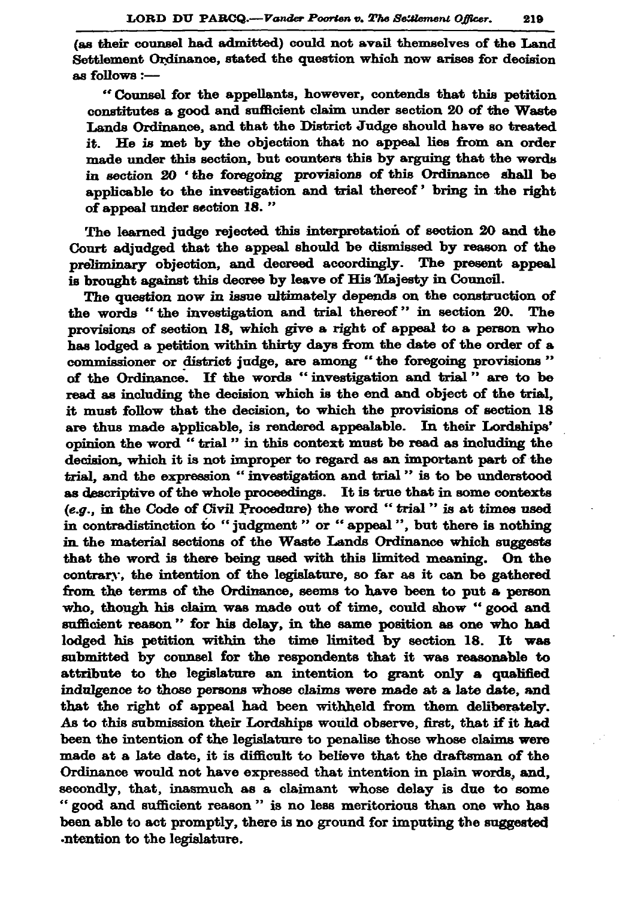(as their counsel had admitted) could not avail themselves of the Land Settlement Ordinance, stated the question which now arises for decision as follows :—

"Counsel for the appellants, however, contends that this petition constitutes a good and sufficient claim under section 20 of the Waste Lands Ordinance, and that the District Judge should have so treated it. He is met by the objection that no appeal lies from an order made under this section, but counters this by arguing that the words in section 20 'the foregoing provisions of this Ordinance shall be applicable to the investigation and trial thereof' bring in the right of appeal under section 18."

The learned judge rejected this interpretation of section 20 and the Court adjudged that the appeal should be dismissed by reason of the preliminary objection, and decreed accordingly. The present appeal is brought against this decree by leave of His Majesty in Council.

The question now in issue ultimately depends on the construction of the words "the investigation and trial thereof" in section 20. The provisions of section 18, which give a right of appeal to a person who has lodged a petition within thirty days from the date of the order of a commissioner or district judge, are among "the foregoing provisions" of the Ordinance. If the words "investigation and trial" are to be read as including the decision which is the end and object of the trial, it must follow that the decision, to which the provisions of section 18 are thus made applicable, is rendered appealable. In their Lordships' opinion the word "trial" in this context must be read as including the decision, which it is not improper to regard as an important part of the trial, and the expression "investigation and trial" is to be understood as descriptive of the whole proceedings. It is true that in some contexts (*e.g.*, in the Code of Civil Procedure) the word "trial" is at times used in contradistinction to "judgment" or "appeal", but there is nothing in the material sections of the Waste Lands Ordinance which suggests that the word is there being used with this limited meaning. On the contrary, the intention of the legislature, so far as it can be gathered from the terms of the Ordinance, seems to have been to put a person who, though his claim was made out of time, could show "good and sufficient reason" for his delay, in the same position as one who had lodged his petition within the time limited by section 18. It was submitted by counsel for the respondents that it was reasonable to attribute to the legislature an intention to grant only a qualified indulgence to those persons whose claims were made at a late date, and that the right of appeal had been withheld from them deliberately. As to this submission their Lordships would observe, first, that if it had been the intention of the legislature to penalise those whose claims were made at a late date, it is difficult to believe that the draftsman of the Ordinance would not have expressed that intention in plain words, and, secondly, that, inasmuch as a claimant whose delay is due to some "good and sufficient reason" is no less meritorious than one who has been able to act promptly, there is no ground for imputing the suggested intention to the legislature.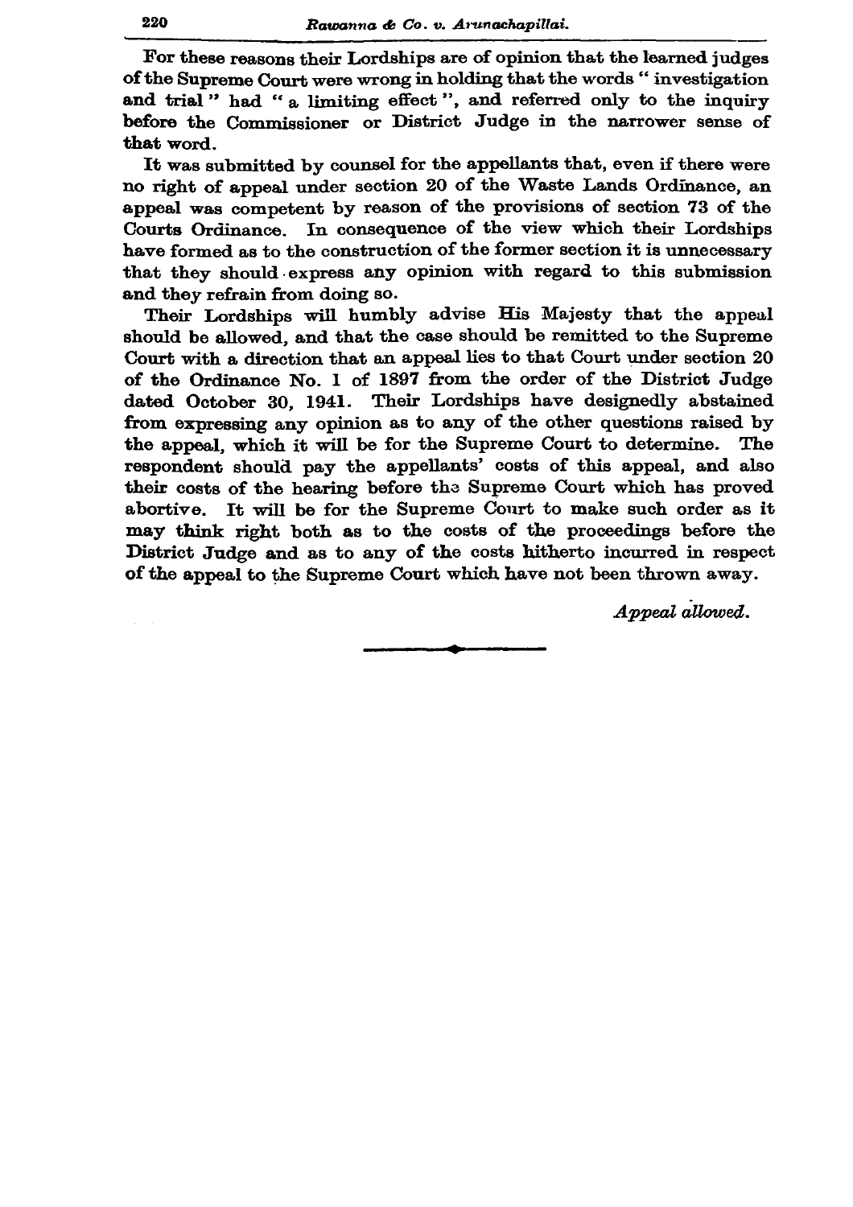For these reasons their Lordships are of opinion that the learned judges of the Supreme Court were wrong in holding that the words " investigation and trial " had " a limiting effect ", and referred only to the inquiry before the Commissioner or District Judge in the narrower sense of that word.

It was submitted by counsel for the appellants that, even if there were no right of appeal under section 20 of the Waste Lands Ordinance, an appeal was competent by reason of the provisions of section 73 of the Courts Ordinance. In consequence of the view which their Lordships have formed as to the construction of the former section it is unnecessary that they should express any opinion with regard to this submission and they refrain from doing so.

Their Lordships will humbly advise His Majesty that the appeal should be allowed, and that the case should be remitted to the Supreme Court with a direction that an appeal lies to that Court under section 20 of the Ordinance No. 1 of 1897 from the order of the District Judge dated October 30, 1941. Their Lordships have designedly abstained from expressing any opinion as to any of the other questions raised by the appeal, which it will be for the Supreme Court to determine. The respondent should pay the appellants' costs of this appeal, and also their costs of the hearing before the Supreme Court which has proved abortive. It will be for the Supreme Court to make such order as it may think right both as to the costs of the proceedings before the District Judge and as to any of the costs hitherto incurred in respect of the appeal to the Supreme Court which have not been thrown away.

*Appeal allowed.*